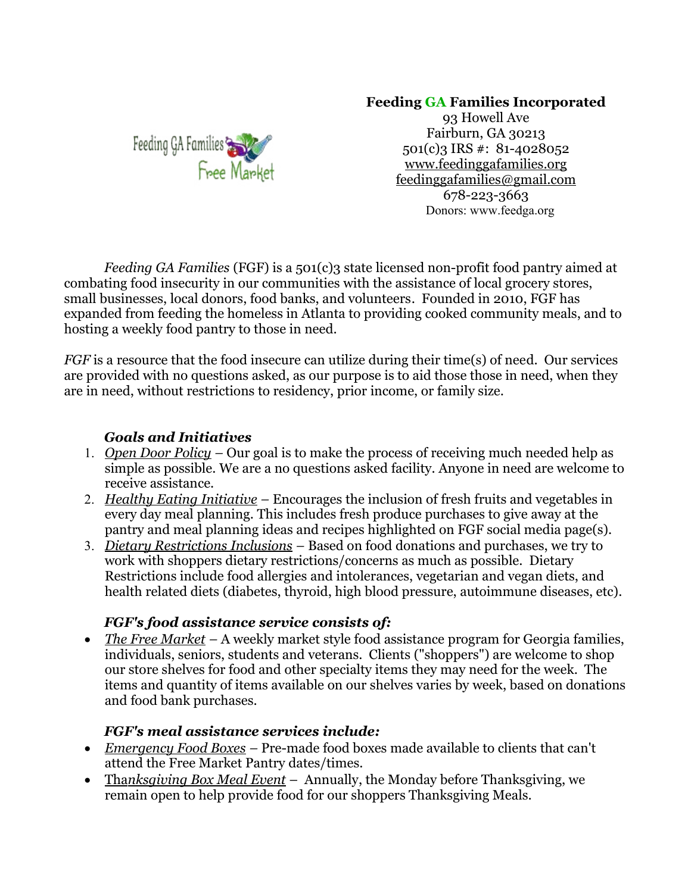Feeding GA Families Free Market

**Feeding GA Families Incorporated**
93 Howell Ave
Fairburn, GA 30213
501(c)3 IRS #: 81-4028052
www.feedinggafamilies.org
feedinggafamilies@gmail.com
678-223-3663
Donors: www.feedga.org

*Feeding GA Families* (FGF) is a 501(c)3 state licensed non-profit food pantry aimed at combating food insecurity in our communities with the assistance of local grocery stores, small businesses, local donors, food banks, and volunteers. Founded in 2010, FGF has expanded from feeding the homeless in Atlanta to providing cooked community meals, and to hosting a weekly food pantry to those in need.

*FGF* is a resource that the food insecure can utilize during their time(s) of need. Our services are provided with no questions asked, as our purpose is to aid those those in need, when they are in need, without restrictions to residency, prior income, or family size.

### *Goals and Initiatives*

1. *Open Door Policy* – Our goal is to make the process of receiving much needed help as simple as possible. We are a no questions asked facility. Anyone in need are welcome to receive assistance.
2. *Healthy Eating Initiative* – Encourages the inclusion of fresh fruits and vegetables in every day meal planning. This includes fresh produce purchases to give away at the pantry and meal planning ideas and recipes highlighted on FGF social media page(s).
3. *Dietary Restrictions Inclusions* – Based on food donations and purchases, we try to work with shoppers dietary restrictions/concerns as much as possible. Dietary Restrictions include food allergies and intolerances, vegetarian and vegan diets, and health related diets (diabetes, thyroid, high blood pressure, autoimmune diseases, etc).

### *FGF's food assistance service consists of:*

- *The Free Market* – A weekly market style food assistance program for Georgia families, individuals, seniors, students and veterans. Clients ("shoppers") are welcome to shop our store shelves for food and other specialty items they may need for the week. The items and quantity of items available on our shelves varies by week, based on donations and food bank purchases.

### *FGF's meal assistance services include:*

- *Emergency Food Boxes* – Pre-made food boxes made available to clients that can't attend the Free Market Pantry dates/times.
- Tha*nksgiving Box Meal Event* – Annually, the Monday before Thanksgiving, we remain open to help provide food for our shoppers Thanksgiving Meals.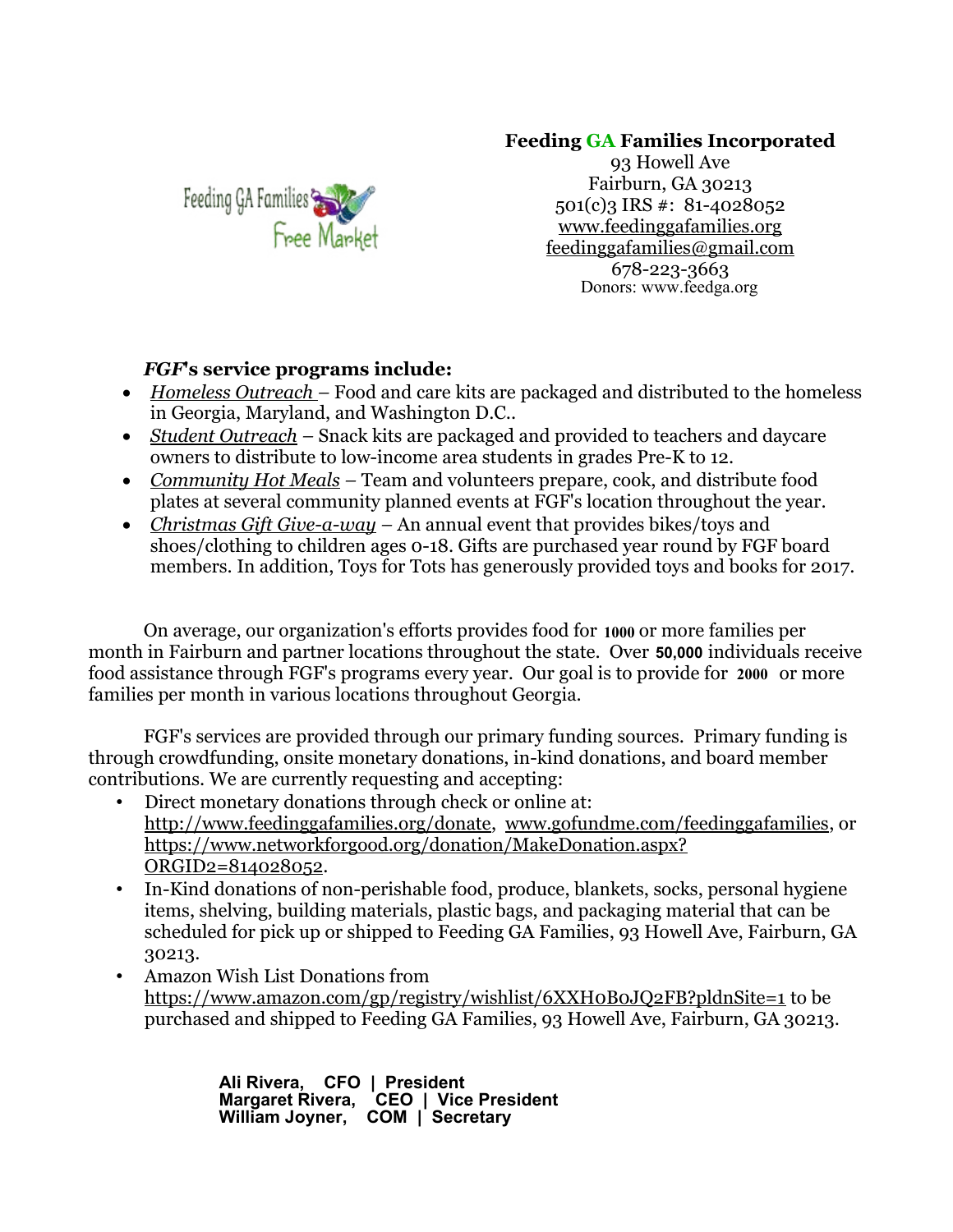Feeding GA Families
Free Market

**Feeding GA Families Incorporated**
93 Howell Ave
Fairburn, GA 30213
501(c)3 IRS #: 81-4028052
www.feedinggafamilies.org
feedinggafamilies@gmail.com
678-223-3663
Donors: www.feedga.org

***FGF*'s service programs include:**

- *Homeless Outreach* – Food and care kits are packaged and distributed to the homeless in Georgia, Maryland, and Washington D.C..
- *Student Outreach* – Snack kits are packaged and provided to teachers and daycare owners to distribute to low-income area students in grades Pre-K to 12.
- *Community Hot Meals* – Team and volunteers prepare, cook, and distribute food plates at several community planned events at FGF's location throughout the year.
- *Christmas Gift Give-a-way* – An annual event that provides bikes/toys and shoes/clothing to children ages 0-18. Gifts are purchased year round by FGF board members. In addition, Toys for Tots has generously provided toys and books for 2017.

On average, our organization's efforts provides food for **1000** or more families per month in Fairburn and partner locations throughout the state. Over **50,000** individuals receive food assistance through FGF's programs every year. Our goal is to provide for **2000** or more families per month in various locations throughout Georgia.

FGF's services are provided through our primary funding sources. Primary funding is through crowdfunding, onsite monetary donations, in-kind donations, and board member contributions. We are currently requesting and accepting:

- Direct monetary donations through check or online at: http://www.feedinggafamilies.org/donate, www.gofundme.com/feedinggafamilies, or https://www.networkforgood.org/donation/MakeDonation.aspx?ORGID2=814028052.
- In-Kind donations of non-perishable food, produce, blankets, socks, personal hygiene items, shelving, building materials, plastic bags, and packaging material that can be scheduled for pick up or shipped to Feeding GA Families, 93 Howell Ave, Fairburn, GA 30213.
- Amazon Wish List Donations from https://www.amazon.com/gp/registry/wishlist/6XXH0B0JQ2FB?pldnSite=1 to be purchased and shipped to Feeding GA Families, 93 Howell Ave, Fairburn, GA 30213.

**Ali Rivera, CFO | President**
**Margaret Rivera, CEO | Vice President**
**William Joyner, COM | Secretary**